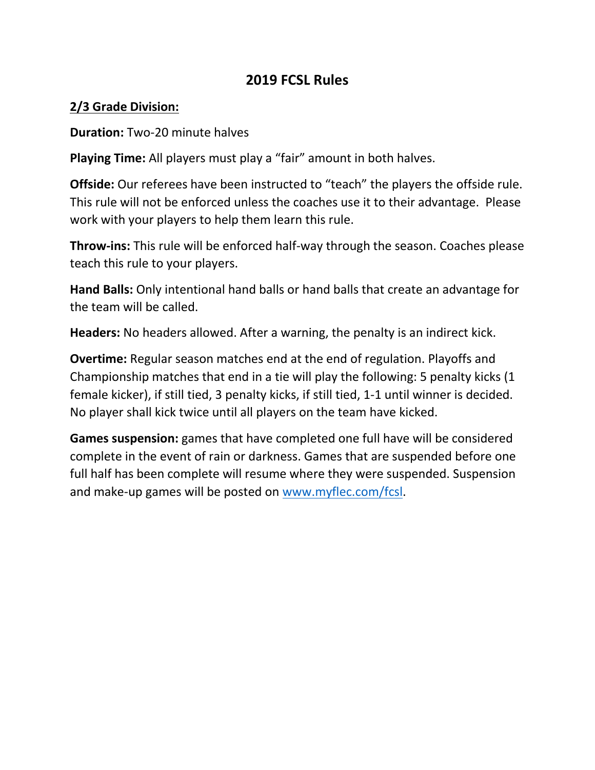# 2019 FCSL Rules

## 2/3 Grade Division:

**Duration:** Two-20 minute halves

**Playing Time:** All players must play a "fair" amount in both halves.

**Offside:** Our referees have been instructed to "teach" the players the offside rule. This rule will not be enforced unless the coaches use it to their advantage. Please work with your players to help them learn this rule.

**Throw-ins:** This rule will be enforced half-way through the season. Coaches please teach this rule to your players.

**Hand Balls:** Only intentional hand balls or hand balls that create an advantage for the team will be called.

**Headers:** No headers allowed. After a warning, the penalty is an indirect kick.

**Overtime:** Regular season matches end at the end of regulation. Playoffs and Championship matches that end in a tie will play the following: 5 penalty kicks (1 female kicker), if still tied, 3 penalty kicks, if still tied, 1-1 until winner is decided. No player shall kick twice until all players on the team have kicked.

**Games suspension:** games that have completed one full have will be considered complete in the event of rain or darkness. Games that are suspended before one full half has been complete will resume where they were suspended. Suspension and make-up games will be posted on [www.myflec.com/fcsl](http://www.myflec.com/fcsl).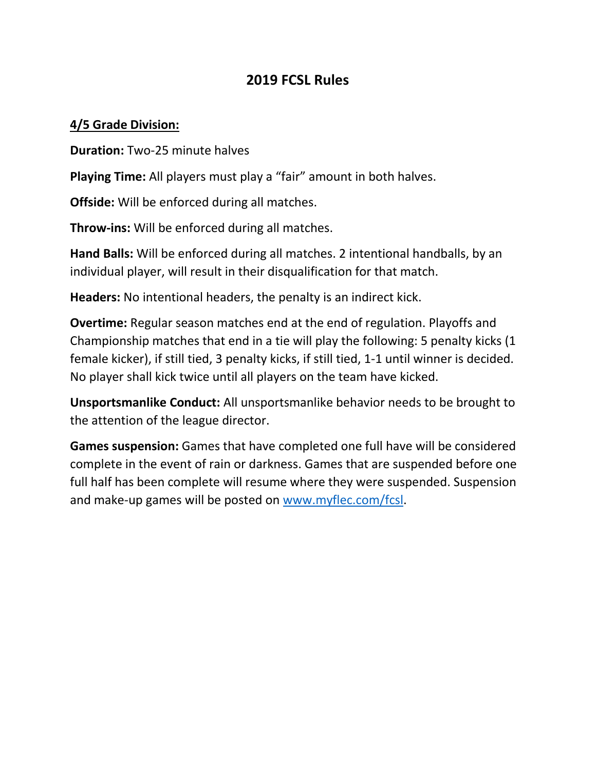# 2019 FCSL Rules

## 4/5 Grade Division:

**Duration:** Two-25 minute halves

**Playing Time:** All players must play a "fair" amount in both halves.

**Offside:** Will be enforced during all matches.

**Throw-ins:** Will be enforced during all matches.

**Hand Balls:** Will be enforced during all matches. 2 intentional handballs, by an individual player, will result in their disqualification for that match.

**Headers:** No intentional headers, the penalty is an indirect kick.

**Overtime:** Regular season matches end at the end of regulation. Playoffs and Championship matches that end in a tie will play the following: 5 penalty kicks (1 female kicker), if still tied, 3 penalty kicks, if still tied, 1-1 until winner is decided. No player shall kick twice until all players on the team have kicked.

**Unsportsmanlike Conduct:** All unsportsmanlike behavior needs to be brought to the attention of the league director.

**Games suspension:** Games that have completed one full have will be considered complete in the event of rain or darkness. Games that are suspended before one full half has been complete will resume where they were suspended. Suspension and make-up games will be posted on [www.myflec.com/fcsl](www.myflec.com/fcsl).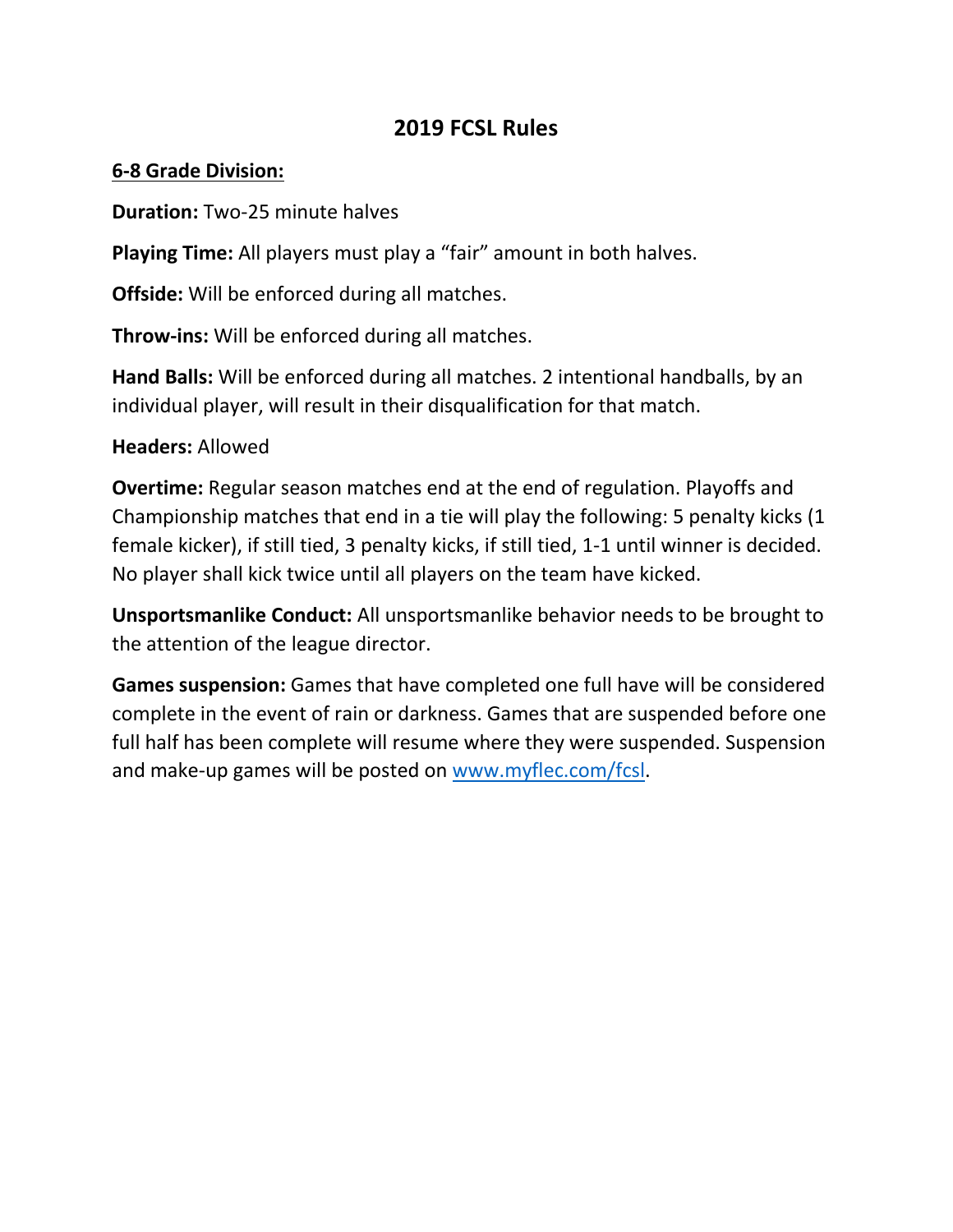# 2019 FCSL Rules

**6-8 Grade Division:**

**Duration:** Two-25 minute halves

**Playing Time:** All players must play a "fair" amount in both halves.

**Offside:** Will be enforced during all matches.

**Throw-ins:** Will be enforced during all matches.

**Hand Balls:** Will be enforced during all matches. 2 intentional handballs, by an individual player, will result in their disqualification for that match.

**Headers:** Allowed

**Overtime:** Regular season matches end at the end of regulation. Playoffs and Championship matches that end in a tie will play the following: 5 penalty kicks (1 female kicker), if still tied, 3 penalty kicks, if still tied, 1-1 until winner is decided. No player shall kick twice until all players on the team have kicked.

**Unsportsmanlike Conduct:** All unsportsmanlike behavior needs to be brought to the attention of the league director.

**Games suspension:** Games that have completed one full have will be considered complete in the event of rain or darkness. Games that are suspended before one full half has been complete will resume where they were suspended. Suspension and make-up games will be posted on [www.myflec.com/fcsl](www.myflec.com/fcsl).